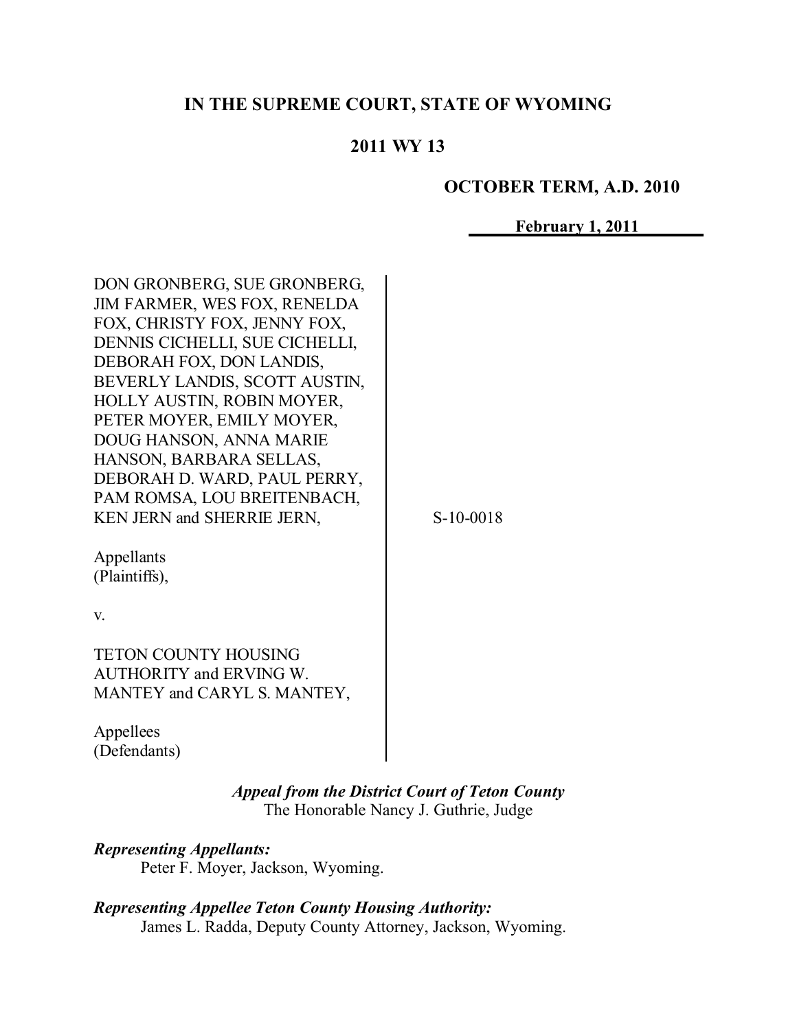**IN THE SUPREME COURT, STATE OF WYOMING**

**2011 WY 13**

**OCTOBER TERM, A.D. 2010**

**February 1, 2011**

DON GRONBERG, SUE GRONBERG, JIM FARMER, WES FOX, RENELDA FOX, CHRISTY FOX, JENNY FOX, DENNIS CICHELLI, SUE CICHELLI, DEBORAH FOX, DON LANDIS, BEVERLY LANDIS, SCOTT AUSTIN, HOLLY AUSTIN, ROBIN MOYER, PETER MOYER, EMILY MOYER, DOUG HANSON, ANNA MARIE HANSON, BARBARA SELLAS, DEBORAH D. WARD, PAUL PERRY, PAM ROMSA, LOU BREITENBACH, KEN JERN and SHERRIE JERN,

Appellants
(Plaintiffs),

v.

TETON COUNTY HOUSING AUTHORITY and ERVING W. MANTEY and CARYL S. MANTEY,

Appellees
(Defendants)

S-10-0018

***Appeal from the District Court of Teton County***
The Honorable Nancy J. Guthrie, Judge

***Representing Appellants:***
Peter F. Moyer, Jackson, Wyoming.

***Representing Appellee Teton County Housing Authority:***
James L. Radda, Deputy County Attorney, Jackson, Wyoming.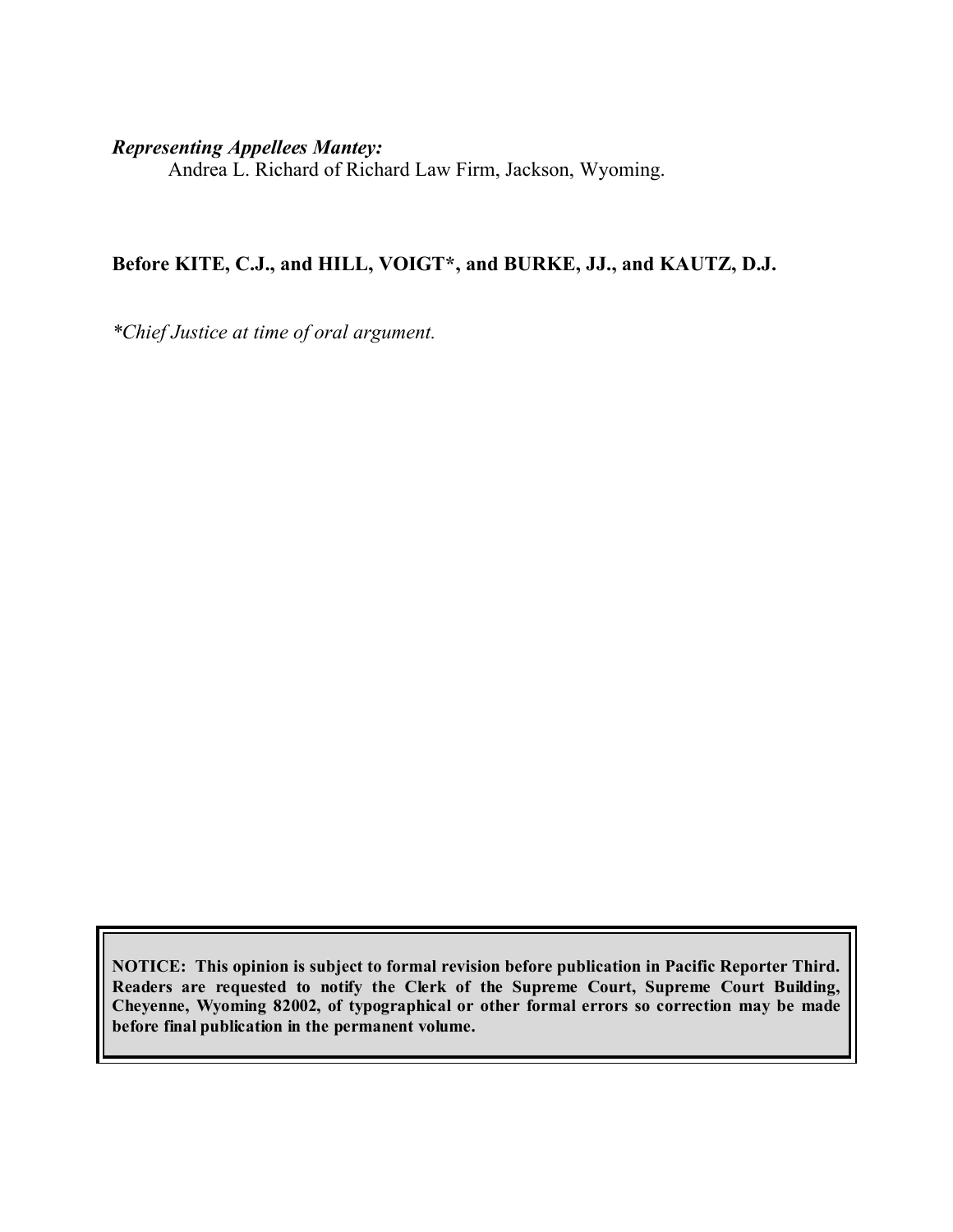***Representing Appellees Mantey:***

Andrea L. Richard of Richard Law Firm, Jackson, Wyoming.

**Before KITE, C.J., and HILL, VOIGT*, and BURKE, JJ., and KAUTZ, D.J.**

**Chief Justice at time of oral argument.*

**NOTICE: This opinion is subject to formal revision before publication in Pacific Reporter Third. Readers are requested to notify the Clerk of the Supreme Court, Supreme Court Building, Cheyenne, Wyoming 82002, of typographical or other formal errors so correction may be made before final publication in the permanent volume.**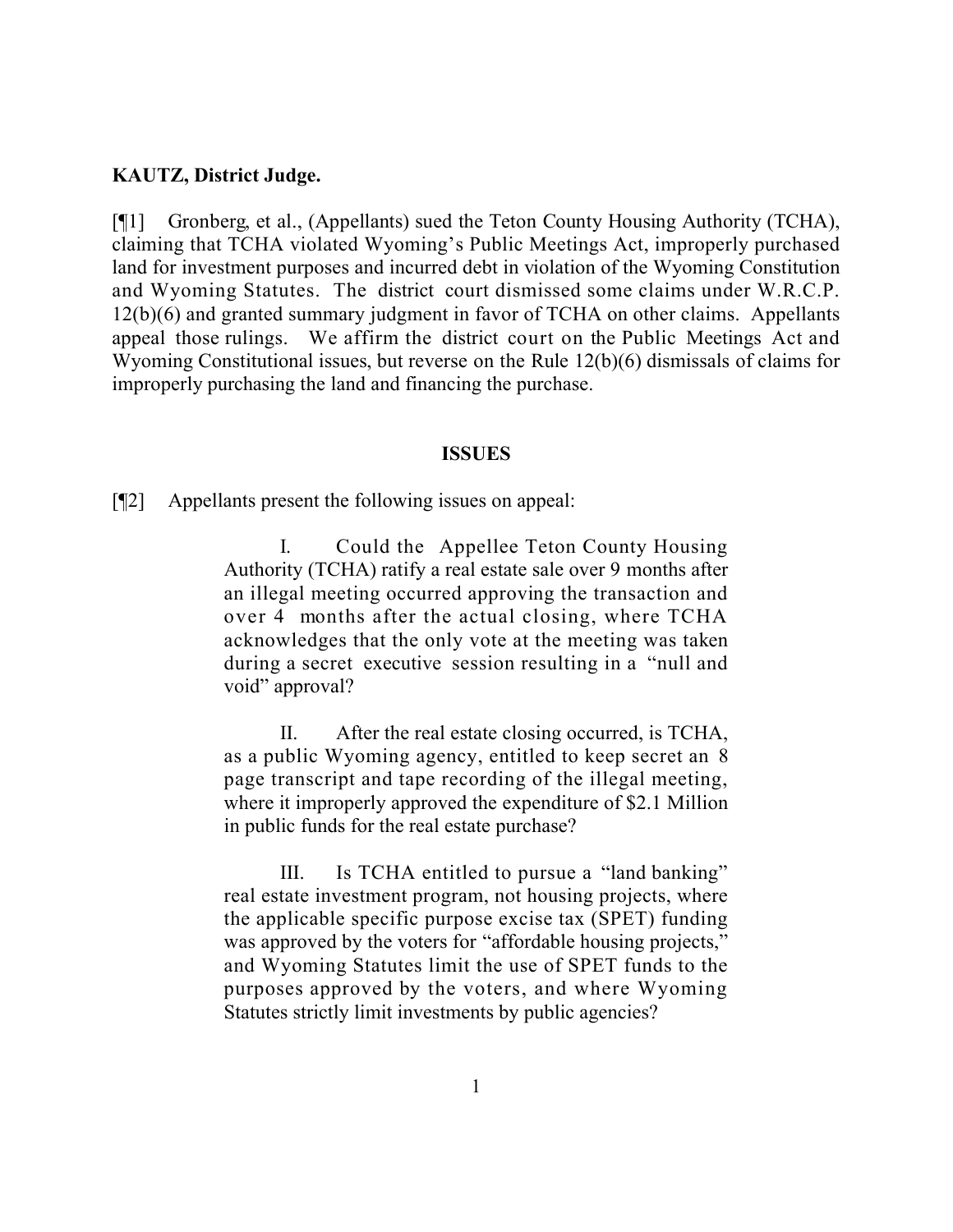**KAUTZ, District Judge.**

[¶1] Gronberg, et al., (Appellants) sued the Teton County Housing Authority (TCHA), claiming that TCHA violated Wyoming's Public Meetings Act, improperly purchased land for investment purposes and incurred debt in violation of the Wyoming Constitution and Wyoming Statutes. The district court dismissed some claims under W.R.C.P. 12(b)(6) and granted summary judgment in favor of TCHA on other claims. Appellants appeal those rulings. We affirm the district court on the Public Meetings Act and Wyoming Constitutional issues, but reverse on the Rule 12(b)(6) dismissals of claims for improperly purchasing the land and financing the purchase.

## ISSUES

[¶2] Appellants present the following issues on appeal:

> I. Could the Appellee Teton County Housing Authority (TCHA) ratify a real estate sale over 9 months after an illegal meeting occurred approving the transaction and over 4 months after the actual closing, where TCHA acknowledges that the only vote at the meeting was taken during a secret executive session resulting in a "null and void" approval?
>
> II. After the real estate closing occurred, is TCHA, as a public Wyoming agency, entitled to keep secret an 8 page transcript and tape recording of the illegal meeting, where it improperly approved the expenditure of $2.1 Million in public funds for the real estate purchase?
>
> III. Is TCHA entitled to pursue a "land banking" real estate investment program, not housing projects, where the applicable specific purpose excise tax (SPET) funding was approved by the voters for "affordable housing projects," and Wyoming Statutes limit the use of SPET funds to the purposes approved by the voters, and where Wyoming Statutes strictly limit investments by public agencies?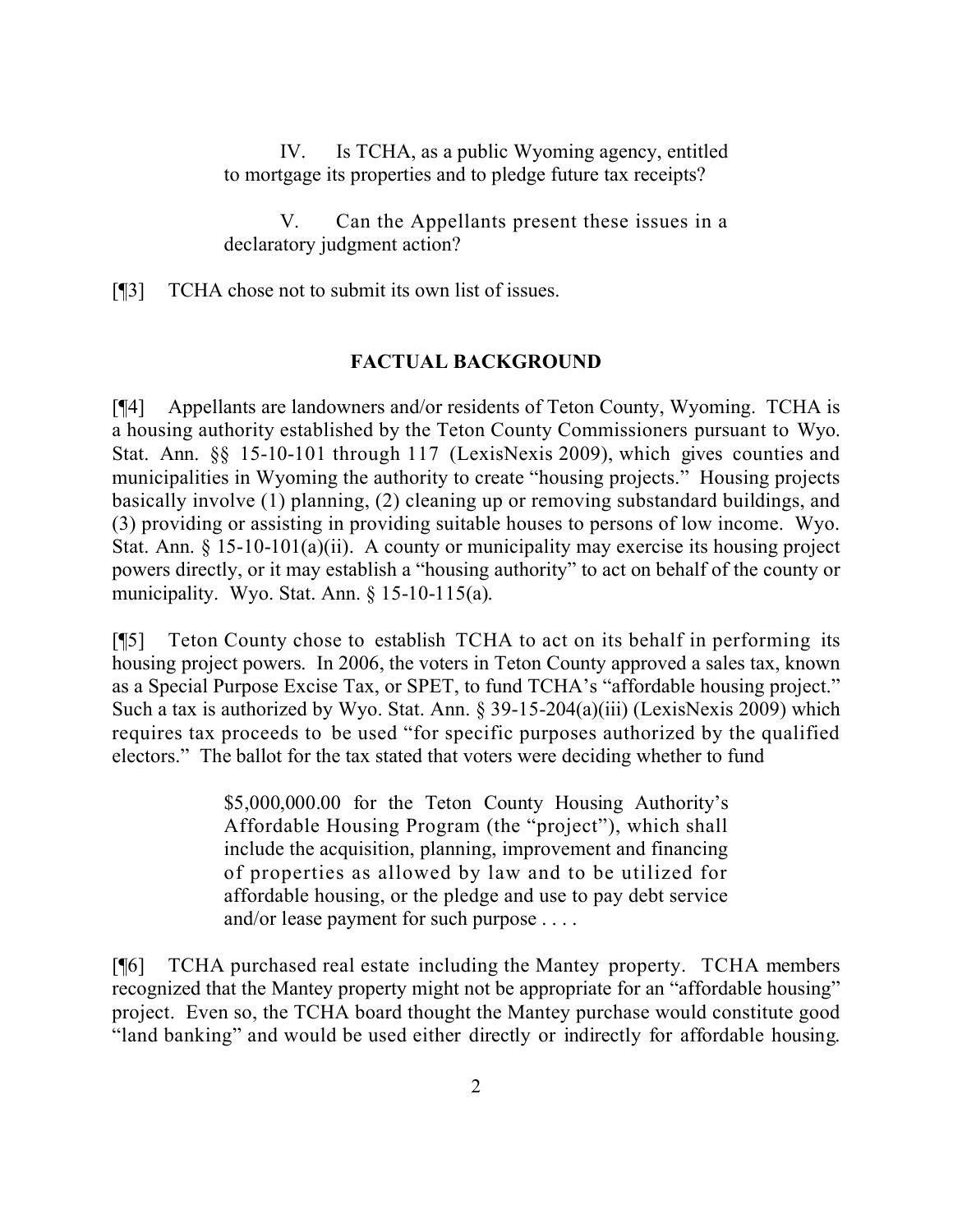IV. Is TCHA, as a public Wyoming agency, entitled to mortgage its properties and to pledge future tax receipts?

V. Can the Appellants present these issues in a declaratory judgment action?

[¶3] TCHA chose not to submit its own list of issues.

## FACTUAL BACKGROUND

[¶4] Appellants are landowners and/or residents of Teton County, Wyoming. TCHA is a housing authority established by the Teton County Commissioners pursuant to Wyo. Stat. Ann. §§ 15-10-101 through 117 (LexisNexis 2009), which gives counties and municipalities in Wyoming the authority to create "housing projects." Housing projects basically involve (1) planning, (2) cleaning up or removing substandard buildings, and (3) providing or assisting in providing suitable houses to persons of low income. Wyo. Stat. Ann. § 15-10-101(a)(ii). A county or municipality may exercise its housing project powers directly, or it may establish a "housing authority" to act on behalf of the county or municipality. Wyo. Stat. Ann. § 15-10-115(a).

[¶5] Teton County chose to establish TCHA to act on its behalf in performing its housing project powers. In 2006, the voters in Teton County approved a sales tax, known as a Special Purpose Excise Tax, or SPET, to fund TCHA's "affordable housing project." Such a tax is authorized by Wyo. Stat. Ann. § 39-15-204(a)(iii) (LexisNexis 2009) which requires tax proceeds to be used "for specific purposes authorized by the qualified electors." The ballot for the tax stated that voters were deciding whether to fund

> $5,000,000.00 for the Teton County Housing Authority's Affordable Housing Program (the "project"), which shall include the acquisition, planning, improvement and financing of properties as allowed by law and to be utilized for affordable housing, or the pledge and use to pay debt service and/or lease payment for such purpose . . . .

[¶6] TCHA purchased real estate including the Mantey property. TCHA members recognized that the Mantey property might not be appropriate for an "affordable housing" project. Even so, the TCHA board thought the Mantey purchase would constitute good "land banking" and would be used either directly or indirectly for affordable housing.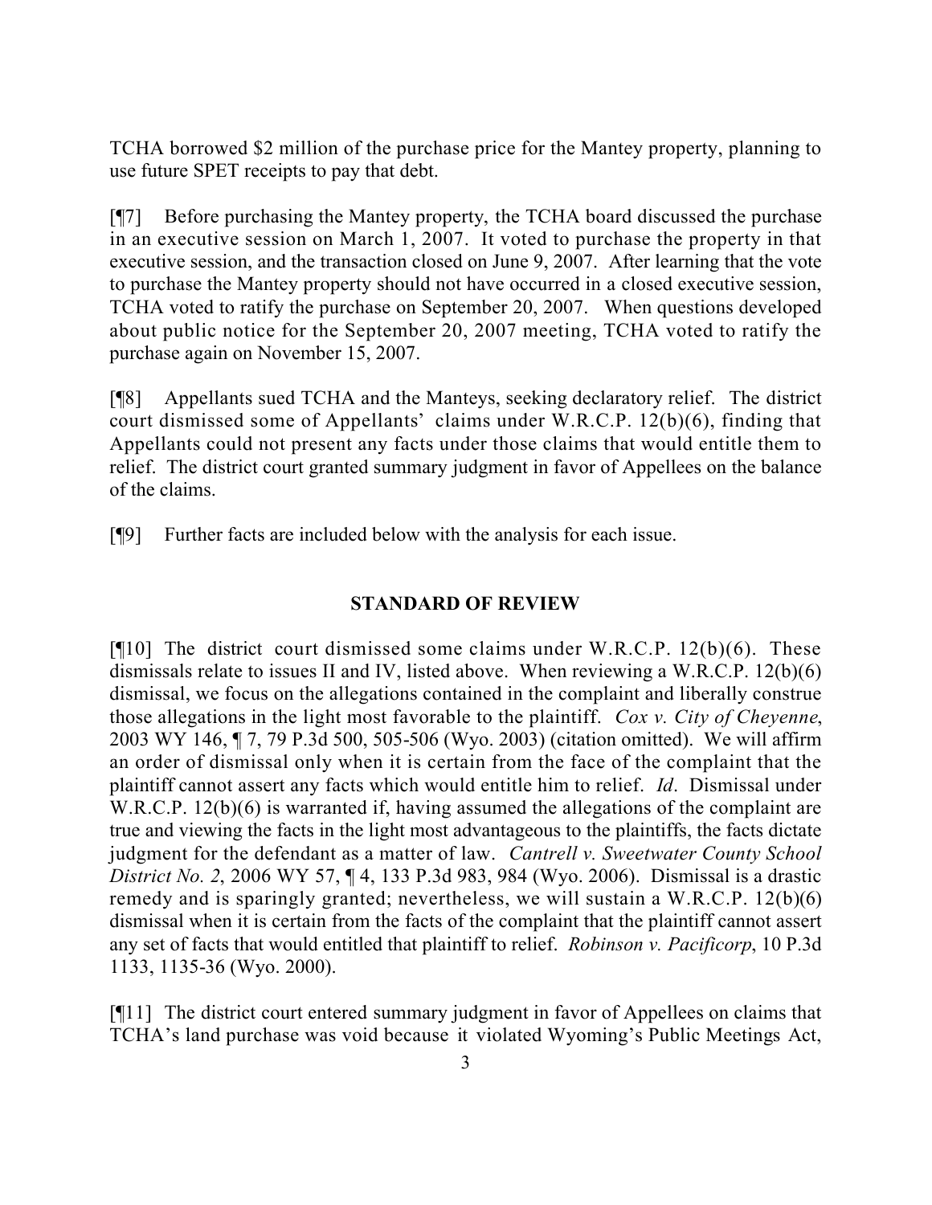TCHA borrowed $2 million of the purchase price for the Mantey property, planning to use future SPET receipts to pay that debt.

[¶7] Before purchasing the Mantey property, the TCHA board discussed the purchase in an executive session on March 1, 2007. It voted to purchase the property in that executive session, and the transaction closed on June 9, 2007. After learning that the vote to purchase the Mantey property should not have occurred in a closed executive session, TCHA voted to ratify the purchase on September 20, 2007. When questions developed about public notice for the September 20, 2007 meeting, TCHA voted to ratify the purchase again on November 15, 2007.

[¶8] Appellants sued TCHA and the Manteys, seeking declaratory relief. The district court dismissed some of Appellants' claims under W.R.C.P. 12(b)(6), finding that Appellants could not present any facts under those claims that would entitle them to relief. The district court granted summary judgment in favor of Appellees on the balance of the claims.

[¶9] Further facts are included below with the analysis for each issue.

## STANDARD OF REVIEW

[¶10] The district court dismissed some claims under W.R.C.P. 12(b)(6). These dismissals relate to issues II and IV, listed above. When reviewing a W.R.C.P. 12(b)(6) dismissal, we focus on the allegations contained in the complaint and liberally construe those allegations in the light most favorable to the plaintiff. *Cox v. City of Cheyenne*, 2003 WY 146, ¶ 7, 79 P.3d 500, 505-506 (Wyo. 2003) (citation omitted). We will affirm an order of dismissal only when it is certain from the face of the complaint that the plaintiff cannot assert any facts which would entitle him to relief. *Id*. Dismissal under W.R.C.P. 12(b)(6) is warranted if, having assumed the allegations of the complaint are true and viewing the facts in the light most advantageous to the plaintiffs, the facts dictate judgment for the defendant as a matter of law. *Cantrell v. Sweetwater County School District No. 2*, 2006 WY 57, ¶ 4, 133 P.3d 983, 984 (Wyo. 2006). Dismissal is a drastic remedy and is sparingly granted; nevertheless, we will sustain a W.R.C.P. 12(b)(6) dismissal when it is certain from the facts of the complaint that the plaintiff cannot assert any set of facts that would entitled that plaintiff to relief. *Robinson v. Pacificorp*, 10 P.3d 1133, 1135-36 (Wyo. 2000).

[¶11] The district court entered summary judgment in favor of Appellees on claims that TCHA's land purchase was void because it violated Wyoming's Public Meetings Act,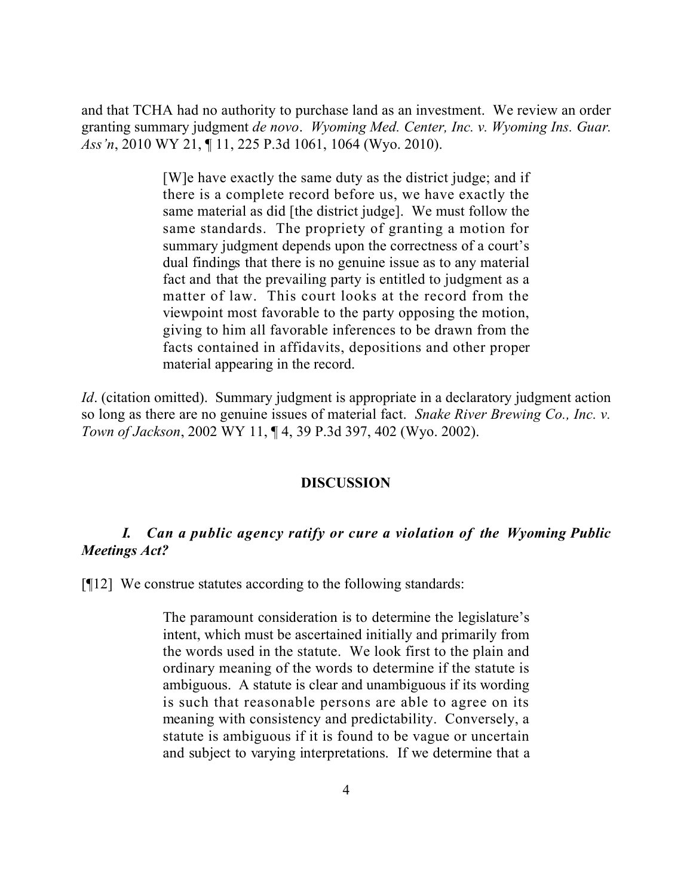and that TCHA had no authority to purchase land as an investment. We review an order granting summary judgment *de novo*. *Wyoming Med. Center, Inc. v. Wyoming Ins. Guar. Ass'n*, 2010 WY 21, ¶ 11, 225 P.3d 1061, 1064 (Wyo. 2010).

> [W]e have exactly the same duty as the district judge; and if there is a complete record before us, we have exactly the same material as did [the district judge]. We must follow the same standards. The propriety of granting a motion for summary judgment depends upon the correctness of a court's dual findings that there is no genuine issue as to any material fact and that the prevailing party is entitled to judgment as a matter of law. This court looks at the record from the viewpoint most favorable to the party opposing the motion, giving to him all favorable inferences to be drawn from the facts contained in affidavits, depositions and other proper material appearing in the record.

*Id*. (citation omitted). Summary judgment is appropriate in a declaratory judgment action so long as there are no genuine issues of material fact. *Snake River Brewing Co., Inc. v. Town of Jackson*, 2002 WY 11, ¶ 4, 39 P.3d 397, 402 (Wyo. 2002).

## DISCUSSION

### *I. Can a public agency ratify or cure a violation of the Wyoming Public Meetings Act?*

[¶12] We construe statutes according to the following standards:

> The paramount consideration is to determine the legislature's intent, which must be ascertained initially and primarily from the words used in the statute. We look first to the plain and ordinary meaning of the words to determine if the statute is ambiguous. A statute is clear and unambiguous if its wording is such that reasonable persons are able to agree on its meaning with consistency and predictability. Conversely, a statute is ambiguous if it is found to be vague or uncertain and subject to varying interpretations. If we determine that a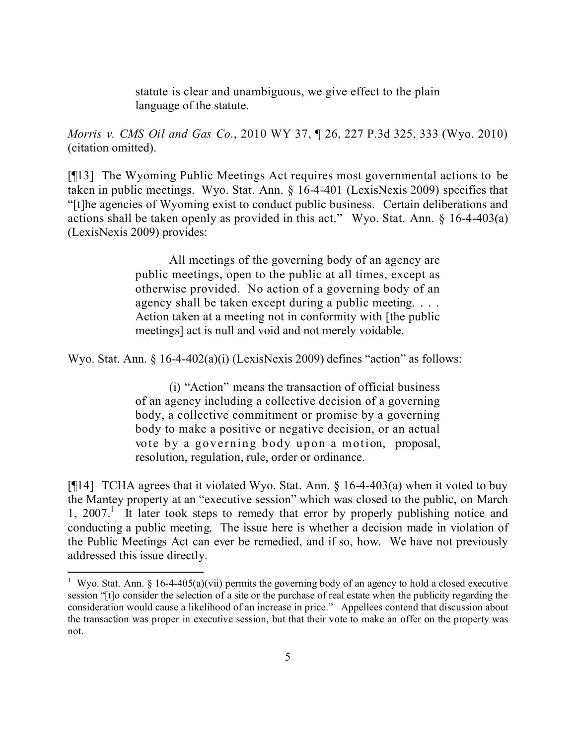> statute is clear and unambiguous, we give effect to the plain language of the statute.

*Morris v. CMS Oil and Gas Co.*, 2010 WY 37, ¶ 26, 227 P.3d 325, 333 (Wyo. 2010) (citation omitted).

[¶13] The Wyoming Public Meetings Act requires most governmental actions to be taken in public meetings. Wyo. Stat. Ann. § 16-4-401 (LexisNexis 2009) specifies that "[t]he agencies of Wyoming exist to conduct public business. Certain deliberations and actions shall be taken openly as provided in this act." Wyo. Stat. Ann. § 16-4-403(a) (LexisNexis 2009) provides:

> All meetings of the governing body of an agency are public meetings, open to the public at all times, except as otherwise provided. No action of a governing body of an agency shall be taken except during a public meeting. . . . Action taken at a meeting not in conformity with [the public meetings] act is null and void and not merely voidable.

Wyo. Stat. Ann. § 16-4-402(a)(i) (LexisNexis 2009) defines "action" as follows:

> (i) "Action" means the transaction of official business of an agency including a collective decision of a governing body, a collective commitment or promise by a governing body to make a positive or negative decision, or an actual vote by a governing body upon a motion, proposal, resolution, regulation, rule, order or ordinance.

[¶14] TCHA agrees that it violated Wyo. Stat. Ann. § 16-4-403(a) when it voted to buy the Mantey property at an "executive session" which was closed to the public, on March 1, 2007.[1] It later took steps to remedy that error by properly publishing notice and conducting a public meeting. The issue here is whether a decision made in violation of the Public Meetings Act can ever be remedied, and if so, how. We have not previously addressed this issue directly.

---

[1] Wyo. Stat. Ann. § 16-4-405(a)(vii) permits the governing body of an agency to hold a closed executive session "[t]o consider the selection of a site or the purchase of real estate when the publicity regarding the consideration would cause a likelihood of an increase in price." Appellees contend that discussion about the transaction was proper in executive session, but that their vote to make an offer on the property was not.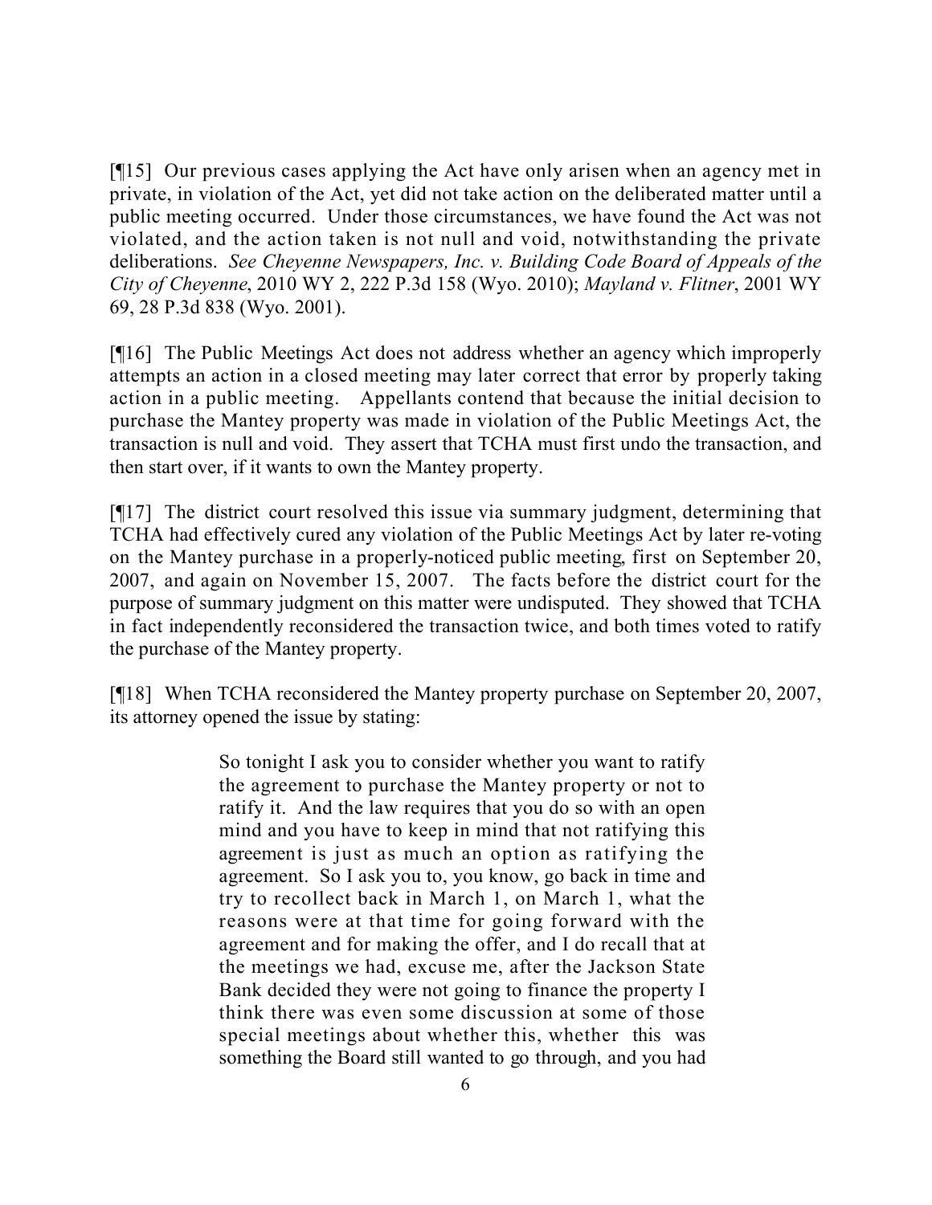[¶15] Our previous cases applying the Act have only arisen when an agency met in private, in violation of the Act, yet did not take action on the deliberated matter until a public meeting occurred. Under those circumstances, we have found the Act was not violated, and the action taken is not null and void, notwithstanding the private deliberations. *See Cheyenne Newspapers, Inc. v. Building Code Board of Appeals of the City of Cheyenne*, 2010 WY 2, 222 P.3d 158 (Wyo. 2010); *Mayland v. Flitner*, 2001 WY 69, 28 P.3d 838 (Wyo. 2001).

[¶16] The Public Meetings Act does not address whether an agency which improperly attempts an action in a closed meeting may later correct that error by properly taking action in a public meeting. Appellants contend that because the initial decision to purchase the Mantey property was made in violation of the Public Meetings Act, the transaction is null and void. They assert that TCHA must first undo the transaction, and then start over, if it wants to own the Mantey property.

[¶17] The district court resolved this issue via summary judgment, determining that TCHA had effectively cured any violation of the Public Meetings Act by later re-voting on the Mantey purchase in a properly-noticed public meeting, first on September 20, 2007, and again on November 15, 2007. The facts before the district court for the purpose of summary judgment on this matter were undisputed. They showed that TCHA in fact independently reconsidered the transaction twice, and both times voted to ratify the purchase of the Mantey property.

[¶18] When TCHA reconsidered the Mantey property purchase on September 20, 2007, its attorney opened the issue by stating:

> So tonight I ask you to consider whether you want to ratify the agreement to purchase the Mantey property or not to ratify it. And the law requires that you do so with an open mind and you have to keep in mind that not ratifying this agreement is just as much an option as ratifying the agreement. So I ask you to, you know, go back in time and try to recollect back in March 1, on March 1, what the reasons were at that time for going forward with the agreement and for making the offer, and I do recall that at the meetings we had, excuse me, after the Jackson State Bank decided they were not going to finance the property I think there was even some discussion at some of those special meetings about whether this, whether this was something the Board still wanted to go through, and you had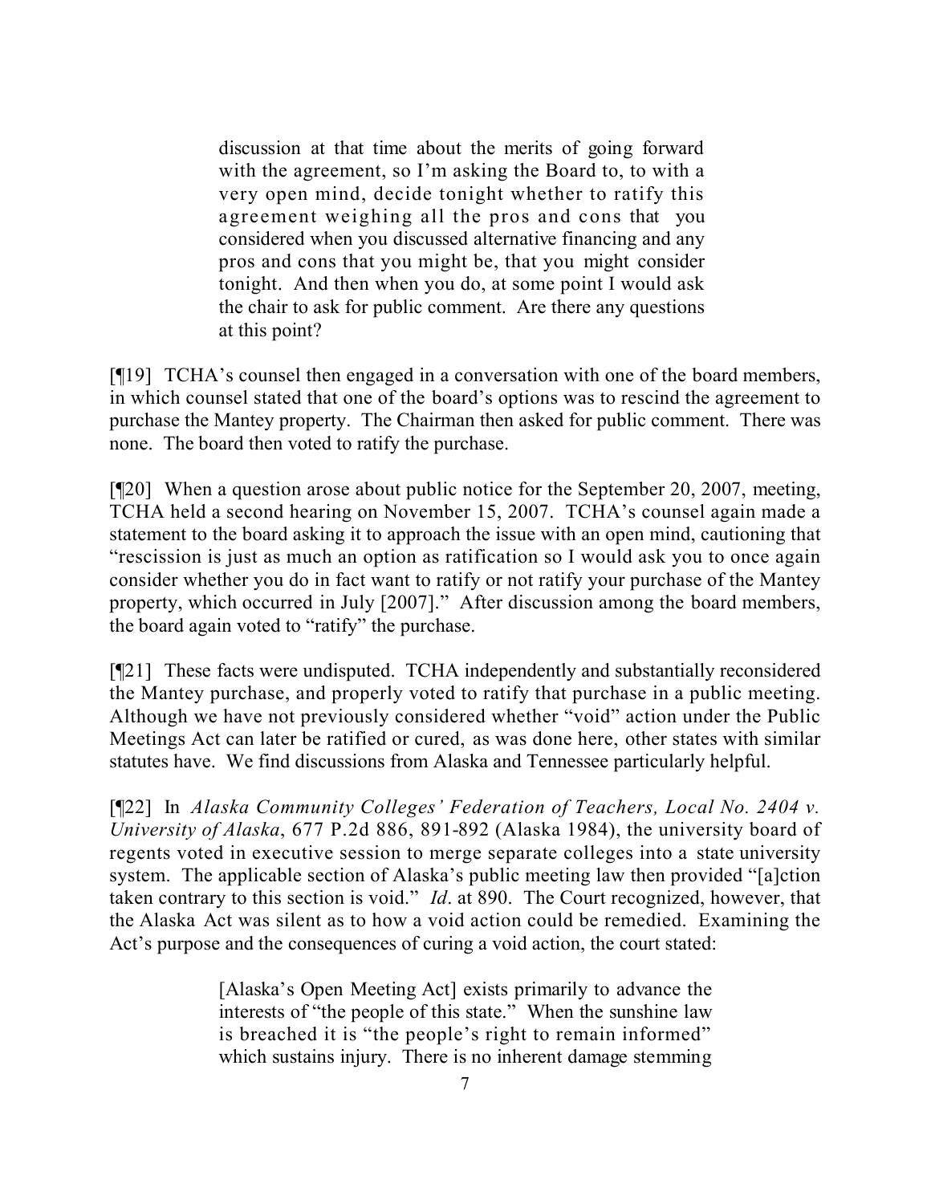> discussion at that time about the merits of going forward with the agreement, so I'm asking the Board to, to with a very open mind, decide tonight whether to ratify this agreement weighing all the pros and cons that you considered when you discussed alternative financing and any pros and cons that you might be, that you might consider tonight. And then when you do, at some point I would ask the chair to ask for public comment. Are there any questions at this point?

[¶19] TCHA's counsel then engaged in a conversation with one of the board members, in which counsel stated that one of the board's options was to rescind the agreement to purchase the Mantey property. The Chairman then asked for public comment. There was none. The board then voted to ratify the purchase.

[¶20] When a question arose about public notice for the September 20, 2007, meeting, TCHA held a second hearing on November 15, 2007. TCHA's counsel again made a statement to the board asking it to approach the issue with an open mind, cautioning that "rescission is just as much an option as ratification so I would ask you to once again consider whether you do in fact want to ratify or not ratify your purchase of the Mantey property, which occurred in July [2007]." After discussion among the board members, the board again voted to "ratify" the purchase.

[¶21] These facts were undisputed. TCHA independently and substantially reconsidered the Mantey purchase, and properly voted to ratify that purchase in a public meeting. Although we have not previously considered whether "void" action under the Public Meetings Act can later be ratified or cured, as was done here, other states with similar statutes have. We find discussions from Alaska and Tennessee particularly helpful.

[¶22] In *Alaska Community Colleges' Federation of Teachers, Local No. 2404 v. University of Alaska*, 677 P.2d 886, 891-892 (Alaska 1984), the university board of regents voted in executive session to merge separate colleges into a state university system. The applicable section of Alaska's public meeting law then provided "[a]ction taken contrary to this section is void." *Id*. at 890. The Court recognized, however, that the Alaska Act was silent as to how a void action could be remedied. Examining the Act's purpose and the consequences of curing a void action, the court stated:

> [Alaska's Open Meeting Act] exists primarily to advance the interests of "the people of this state." When the sunshine law is breached it is "the people's right to remain informed" which sustains injury. There is no inherent damage stemming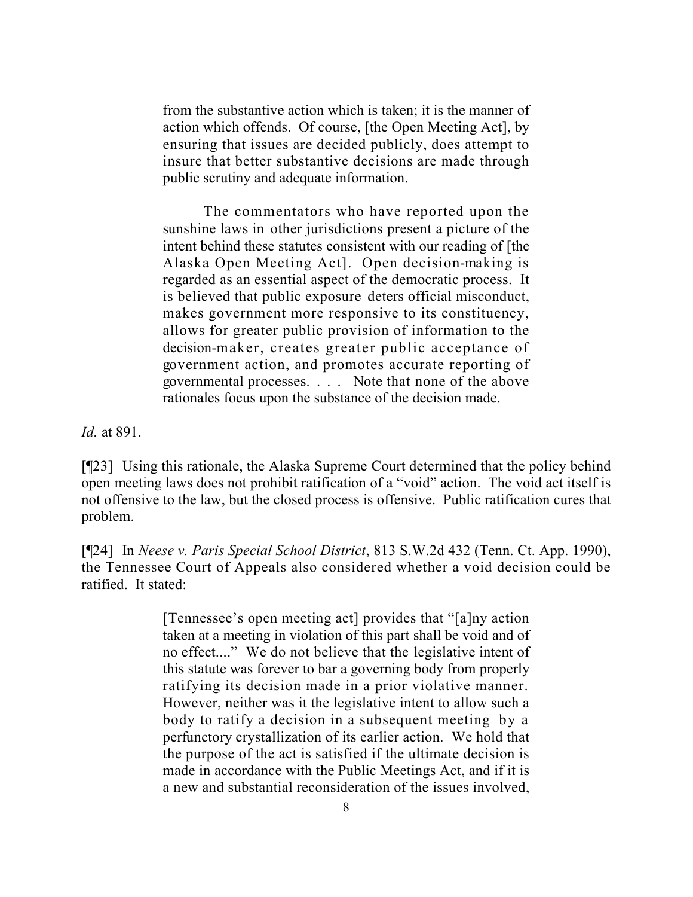> from the substantive action which is taken; it is the manner of action which offends. Of course, [the Open Meeting Act], by ensuring that issues are decided publicly, does attempt to insure that better substantive decisions are made through public scrutiny and adequate information.
>
> The commentators who have reported upon the sunshine laws in other jurisdictions present a picture of the intent behind these statutes consistent with our reading of [the Alaska Open Meeting Act]. Open decision-making is regarded as an essential aspect of the democratic process. It is believed that public exposure deters official misconduct, makes government more responsive to its constituency, allows for greater public provision of information to the decision-maker, creates greater public acceptance of government action, and promotes accurate reporting of governmental processes. . . . Note that none of the above rationales focus upon the substance of the decision made.

*Id.* at 891.

[¶23] Using this rationale, the Alaska Supreme Court determined that the policy behind open meeting laws does not prohibit ratification of a "void" action. The void act itself is not offensive to the law, but the closed process is offensive. Public ratification cures that problem.

[¶24] In *Neese v. Paris Special School District*, 813 S.W.2d 432 (Tenn. Ct. App. 1990), the Tennessee Court of Appeals also considered whether a void decision could be ratified. It stated:

> [Tennessee's open meeting act] provides that "[a]ny action taken at a meeting in violation of this part shall be void and of no effect...." We do not believe that the legislative intent of this statute was forever to bar a governing body from properly ratifying its decision made in a prior violative manner. However, neither was it the legislative intent to allow such a body to ratify a decision in a subsequent meeting by a perfunctory crystallization of its earlier action. We hold that the purpose of the act is satisfied if the ultimate decision is made in accordance with the Public Meetings Act, and if it is a new and substantial reconsideration of the issues involved,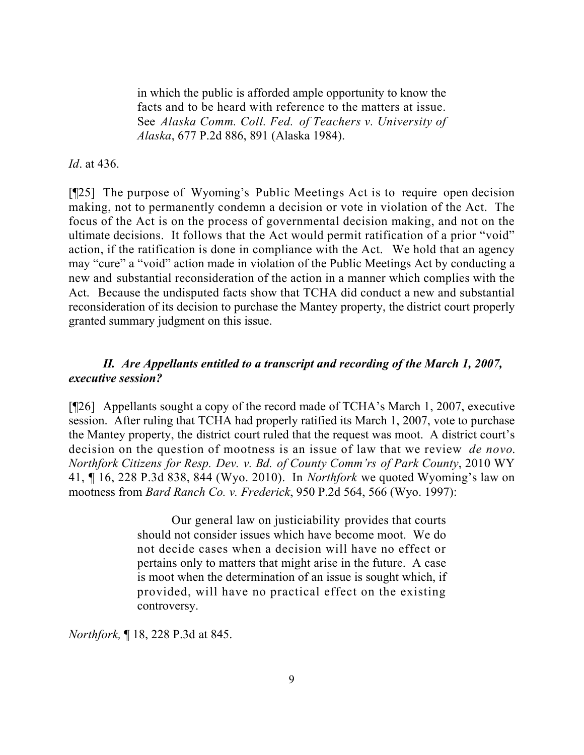> in which the public is afforded ample opportunity to know the facts and to be heard with reference to the matters at issue. See *Alaska Comm. Coll. Fed. of Teachers v. University of Alaska*, 677 P.2d 886, 891 (Alaska 1984).

*Id*. at 436.

[¶25] The purpose of Wyoming's Public Meetings Act is to require open decision making, not to permanently condemn a decision or vote in violation of the Act. The focus of the Act is on the process of governmental decision making, and not on the ultimate decisions. It follows that the Act would permit ratification of a prior "void" action, if the ratification is done in compliance with the Act. We hold that an agency may "cure" a "void" action made in violation of the Public Meetings Act by conducting a new and substantial reconsideration of the action in a manner which complies with the Act. Because the undisputed facts show that TCHA did conduct a new and substantial reconsideration of its decision to purchase the Mantey property, the district court properly granted summary judgment on this issue.

### *II. Are Appellants entitled to a transcript and recording of the March 1, 2007, executive session?*

[¶26] Appellants sought a copy of the record made of TCHA's March 1, 2007, executive session. After ruling that TCHA had properly ratified its March 1, 2007, vote to purchase the Mantey property, the district court ruled that the request was moot. A district court's decision on the question of mootness is an issue of law that we review *de novo*. *Northfork Citizens for Resp. Dev. v. Bd. of County Comm'rs of Park County*, 2010 WY 41, ¶ 16, 228 P.3d 838, 844 (Wyo. 2010). In *Northfork* we quoted Wyoming's law on mootness from *Bard Ranch Co. v. Frederick*, 950 P.2d 564, 566 (Wyo. 1997):

> Our general law on justiciability provides that courts should not consider issues which have become moot. We do not decide cases when a decision will have no effect or pertains only to matters that might arise in the future. A case is moot when the determination of an issue is sought which, if provided, will have no practical effect on the existing controversy.

*Northfork,* ¶ 18, 228 P.3d at 845.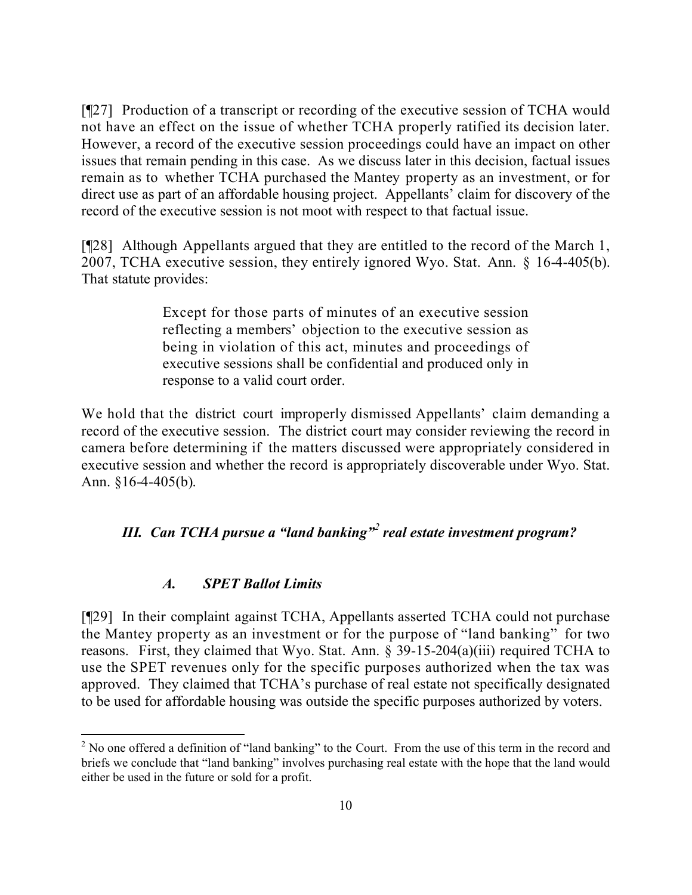[¶27] Production of a transcript or recording of the executive session of TCHA would not have an effect on the issue of whether TCHA properly ratified its decision later. However, a record of the executive session proceedings could have an impact on other issues that remain pending in this case. As we discuss later in this decision, factual issues remain as to whether TCHA purchased the Mantey property as an investment, or for direct use as part of an affordable housing project. Appellants' claim for discovery of the record of the executive session is not moot with respect to that factual issue.

[¶28] Although Appellants argued that they are entitled to the record of the March 1, 2007, TCHA executive session, they entirely ignored Wyo. Stat. Ann. § 16-4-405(b). That statute provides:

> Except for those parts of minutes of an executive session reflecting a members' objection to the executive session as being in violation of this act, minutes and proceedings of executive sessions shall be confidential and produced only in response to a valid court order.

We hold that the district court improperly dismissed Appellants' claim demanding a record of the executive session. The district court may consider reviewing the record in camera before determining if the matters discussed were appropriately considered in executive session and whether the record is appropriately discoverable under Wyo. Stat. Ann. §16-4-405(b).

### *III. Can TCHA pursue a "land banking"[2] real estate investment program?*

#### *A. SPET Ballot Limits*

[¶29] In their complaint against TCHA, Appellants asserted TCHA could not purchase the Mantey property as an investment or for the purpose of "land banking" for two reasons. First, they claimed that Wyo. Stat. Ann. § 39-15-204(a)(iii) required TCHA to use the SPET revenues only for the specific purposes authorized when the tax was approved. They claimed that TCHA's purchase of real estate not specifically designated to be used for affordable housing was outside the specific purposes authorized by voters.

---

[2] No one offered a definition of "land banking" to the Court. From the use of this term in the record and briefs we conclude that "land banking" involves purchasing real estate with the hope that the land would either be used in the future or sold for a profit.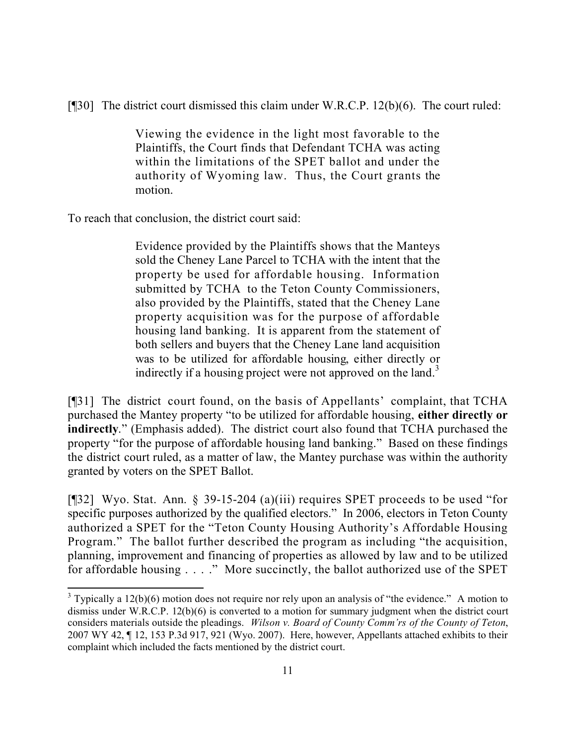[¶30] The district court dismissed this claim under W.R.C.P. 12(b)(6). The court ruled:

> Viewing the evidence in the light most favorable to the Plaintiffs, the Court finds that Defendant TCHA was acting within the limitations of the SPET ballot and under the authority of Wyoming law. Thus, the Court grants the motion.

To reach that conclusion, the district court said:

> Evidence provided by the Plaintiffs shows that the Manteys sold the Cheney Lane Parcel to TCHA with the intent that the property be used for affordable housing. Information submitted by TCHA to the Teton County Commissioners, also provided by the Plaintiffs, stated that the Cheney Lane property acquisition was for the purpose of affordable housing land banking. It is apparent from the statement of both sellers and buyers that the Cheney Lane land acquisition was to be utilized for affordable housing, either directly or indirectly if a housing project were not approved on the land.[3]

[¶31] The district court found, on the basis of Appellants' complaint, that TCHA purchased the Mantey property "to be utilized for affordable housing, **either directly or indirectly**." (Emphasis added). The district court also found that TCHA purchased the property "for the purpose of affordable housing land banking." Based on these findings the district court ruled, as a matter of law, the Mantey purchase was within the authority granted by voters on the SPET Ballot.

[¶32] Wyo. Stat. Ann. § 39-15-204 (a)(iii) requires SPET proceeds to be used "for specific purposes authorized by the qualified electors." In 2006, electors in Teton County authorized a SPET for the "Teton County Housing Authority's Affordable Housing Program." The ballot further described the program as including "the acquisition, planning, improvement and financing of properties as allowed by law and to be utilized for affordable housing . . . ." More succinctly, the ballot authorized use of the SPET

---

[3] Typically a 12(b)(6) motion does not require nor rely upon an analysis of "the evidence." A motion to dismiss under W.R.C.P. 12(b)(6) is converted to a motion for summary judgment when the district court considers materials outside the pleadings. *Wilson v. Board of County Comm'rs of the County of Teton*, 2007 WY 42, ¶ 12, 153 P.3d 917, 921 (Wyo. 2007). Here, however, Appellants attached exhibits to their complaint which included the facts mentioned by the district court.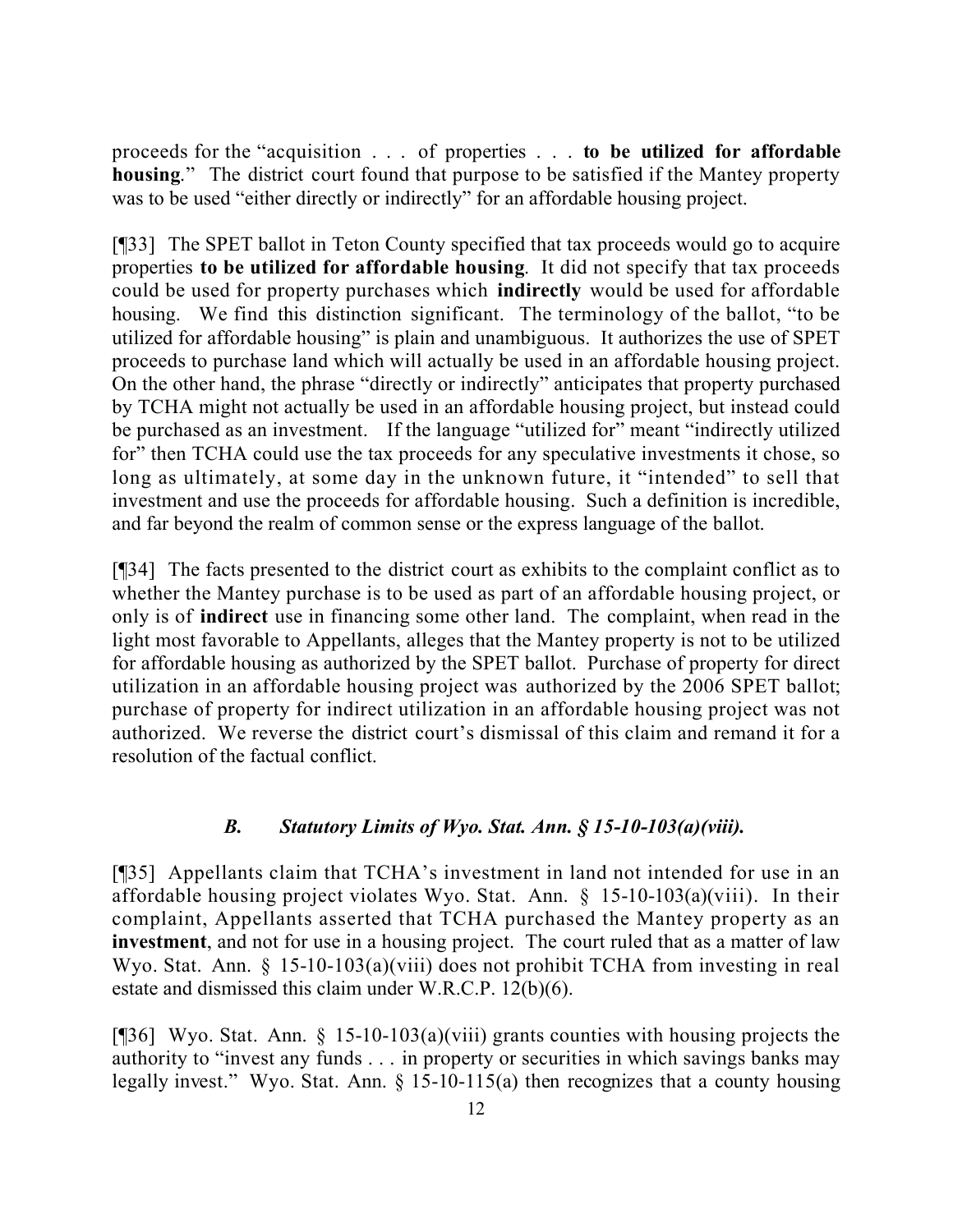proceeds for the "acquisition . . . of properties . . . **to be utilized for affordable housing**." The district court found that purpose to be satisfied if the Mantey property was to be used "either directly or indirectly" for an affordable housing project.

[¶33] The SPET ballot in Teton County specified that tax proceeds would go to acquire properties **to be utilized for affordable housing**. It did not specify that tax proceeds could be used for property purchases which **indirectly** would be used for affordable housing. We find this distinction significant. The terminology of the ballot, "to be utilized for affordable housing" is plain and unambiguous. It authorizes the use of SPET proceeds to purchase land which will actually be used in an affordable housing project. On the other hand, the phrase "directly or indirectly" anticipates that property purchased by TCHA might not actually be used in an affordable housing project, but instead could be purchased as an investment. If the language "utilized for" meant "indirectly utilized for" then TCHA could use the tax proceeds for any speculative investments it chose, so long as ultimately, at some day in the unknown future, it "intended" to sell that investment and use the proceeds for affordable housing. Such a definition is incredible, and far beyond the realm of common sense or the express language of the ballot.

[¶34] The facts presented to the district court as exhibits to the complaint conflict as to whether the Mantey purchase is to be used as part of an affordable housing project, or only is of **indirect** use in financing some other land. The complaint, when read in the light most favorable to Appellants, alleges that the Mantey property is not to be utilized for affordable housing as authorized by the SPET ballot. Purchase of property for direct utilization in an affordable housing project was authorized by the 2006 SPET ballot; purchase of property for indirect utilization in an affordable housing project was not authorized. We reverse the district court's dismissal of this claim and remand it for a resolution of the factual conflict.

### *B. Statutory Limits of Wyo. Stat. Ann. § 15-10-103(a)(viii).*

[¶35] Appellants claim that TCHA's investment in land not intended for use in an affordable housing project violates Wyo. Stat. Ann. § 15-10-103(a)(viii). In their complaint, Appellants asserted that TCHA purchased the Mantey property as an **investment**, and not for use in a housing project. The court ruled that as a matter of law Wyo. Stat. Ann. § 15-10-103(a)(viii) does not prohibit TCHA from investing in real estate and dismissed this claim under W.R.C.P. 12(b)(6).

[¶36] Wyo. Stat. Ann. § 15-10-103(a)(viii) grants counties with housing projects the authority to "invest any funds . . . in property or securities in which savings banks may legally invest." Wyo. Stat. Ann. § 15-10-115(a) then recognizes that a county housing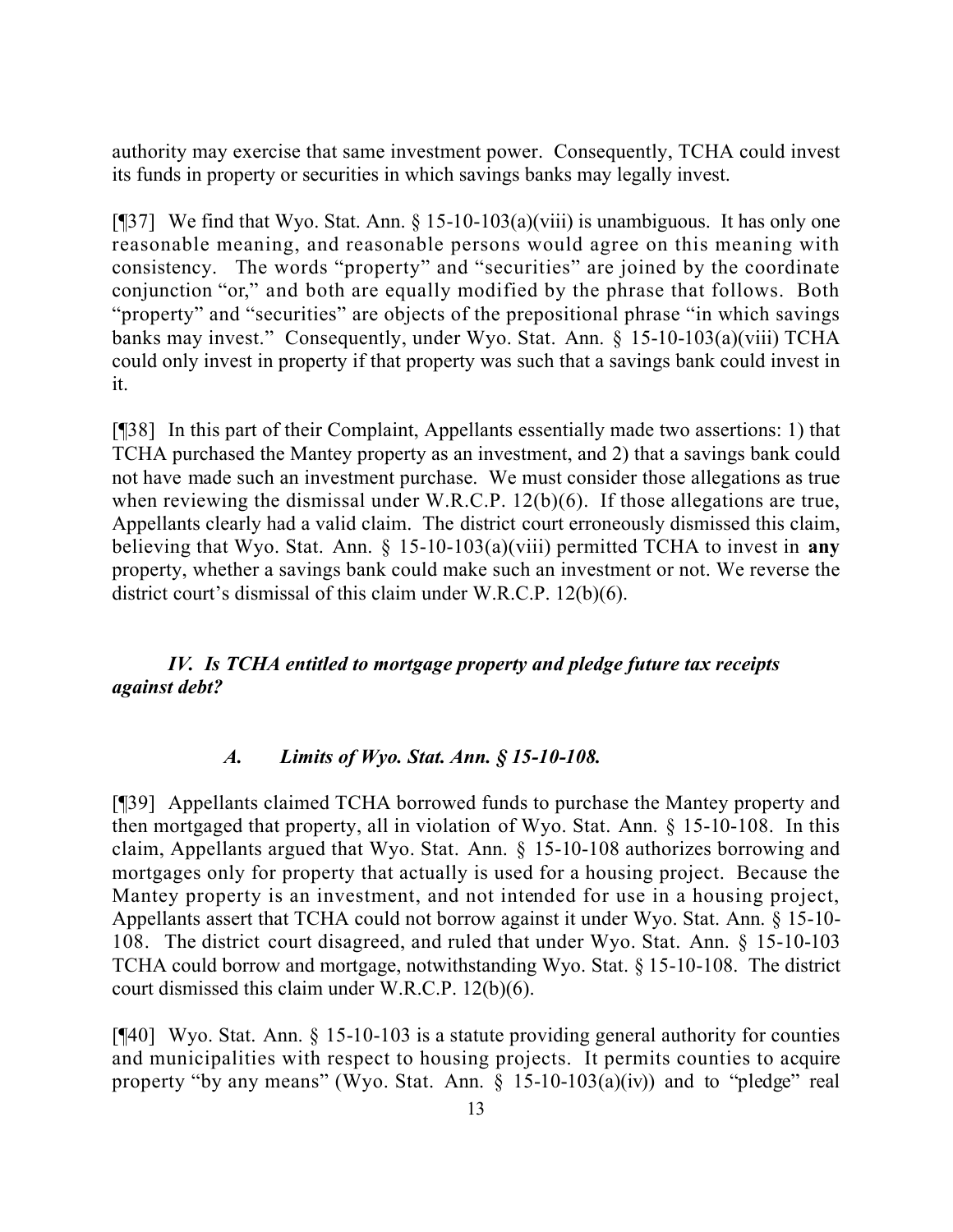authority may exercise that same investment power. Consequently, TCHA could invest its funds in property or securities in which savings banks may legally invest.

[¶37] We find that Wyo. Stat. Ann. § 15-10-103(a)(viii) is unambiguous. It has only one reasonable meaning, and reasonable persons would agree on this meaning with consistency. The words "property" and "securities" are joined by the coordinate conjunction "or," and both are equally modified by the phrase that follows. Both "property" and "securities" are objects of the prepositional phrase "in which savings banks may invest." Consequently, under Wyo. Stat. Ann. § 15-10-103(a)(viii) TCHA could only invest in property if that property was such that a savings bank could invest in it.

[¶38] In this part of their Complaint, Appellants essentially made two assertions: 1) that TCHA purchased the Mantey property as an investment, and 2) that a savings bank could not have made such an investment purchase. We must consider those allegations as true when reviewing the dismissal under W.R.C.P. 12(b)(6). If those allegations are true, Appellants clearly had a valid claim. The district court erroneously dismissed this claim, believing that Wyo. Stat. Ann. § 15-10-103(a)(viii) permitted TCHA to invest in **any** property, whether a savings bank could make such an investment or not. We reverse the district court's dismissal of this claim under W.R.C.P. 12(b)(6).

### *IV. Is TCHA entitled to mortgage property and pledge future tax receipts against debt?*

#### *A. Limits of Wyo. Stat. Ann. § 15-10-108.*

[¶39] Appellants claimed TCHA borrowed funds to purchase the Mantey property and then mortgaged that property, all in violation of Wyo. Stat. Ann. § 15-10-108. In this claim, Appellants argued that Wyo. Stat. Ann. § 15-10-108 authorizes borrowing and mortgages only for property that actually is used for a housing project. Because the Mantey property is an investment, and not intended for use in a housing project, Appellants assert that TCHA could not borrow against it under Wyo. Stat. Ann. § 15-10-108. The district court disagreed, and ruled that under Wyo. Stat. Ann. § 15-10-103 TCHA could borrow and mortgage, notwithstanding Wyo. Stat. § 15-10-108. The district court dismissed this claim under W.R.C.P. 12(b)(6).

[¶40] Wyo. Stat. Ann. § 15-10-103 is a statute providing general authority for counties and municipalities with respect to housing projects. It permits counties to acquire property "by any means" (Wyo. Stat. Ann. § 15-10-103(a)(iv)) and to "pledge" real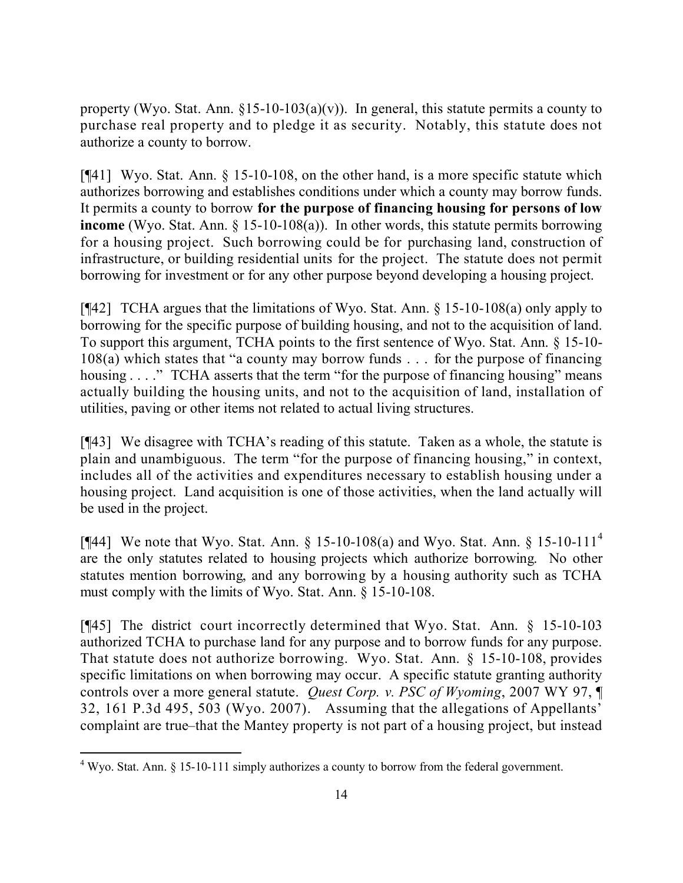property (Wyo. Stat. Ann. §15-10-103(a)(v)). In general, this statute permits a county to purchase real property and to pledge it as security. Notably, this statute does not authorize a county to borrow.

[¶41] Wyo. Stat. Ann. § 15-10-108, on the other hand, is a more specific statute which authorizes borrowing and establishes conditions under which a county may borrow funds. It permits a county to borrow **for the purpose of financing housing for persons of low income** (Wyo. Stat. Ann. § 15-10-108(a)). In other words, this statute permits borrowing for a housing project. Such borrowing could be for purchasing land, construction of infrastructure, or building residential units for the project. The statute does not permit borrowing for investment or for any other purpose beyond developing a housing project.

[¶42] TCHA argues that the limitations of Wyo. Stat. Ann. § 15-10-108(a) only apply to borrowing for the specific purpose of building housing, and not to the acquisition of land. To support this argument, TCHA points to the first sentence of Wyo. Stat. Ann. § 15-10-108(a) which states that "a county may borrow funds . . . for the purpose of financing housing . . . ." TCHA asserts that the term "for the purpose of financing housing" means actually building the housing units, and not to the acquisition of land, installation of utilities, paving or other items not related to actual living structures.

[¶43] We disagree with TCHA's reading of this statute. Taken as a whole, the statute is plain and unambiguous. The term "for the purpose of financing housing," in context, includes all of the activities and expenditures necessary to establish housing under a housing project. Land acquisition is one of those activities, when the land actually will be used in the project.

[¶44] We note that Wyo. Stat. Ann. § 15-10-108(a) and Wyo. Stat. Ann. § 15-10-111[4] are the only statutes related to housing projects which authorize borrowing. No other statutes mention borrowing, and any borrowing by a housing authority such as TCHA must comply with the limits of Wyo. Stat. Ann. § 15-10-108.

[¶45] The district court incorrectly determined that Wyo. Stat. Ann. § 15-10-103 authorized TCHA to purchase land for any purpose and to borrow funds for any purpose. That statute does not authorize borrowing. Wyo. Stat. Ann. § 15-10-108, provides specific limitations on when borrowing may occur. A specific statute granting authority controls over a more general statute. *Quest Corp. v. PSC of Wyoming*, 2007 WY 97, ¶ 32, 161 P.3d 495, 503 (Wyo. 2007). Assuming that the allegations of Appellants' complaint are true–that the Mantey property is not part of a housing project, but instead

[4] Wyo. Stat. Ann. § 15-10-111 simply authorizes a county to borrow from the federal government.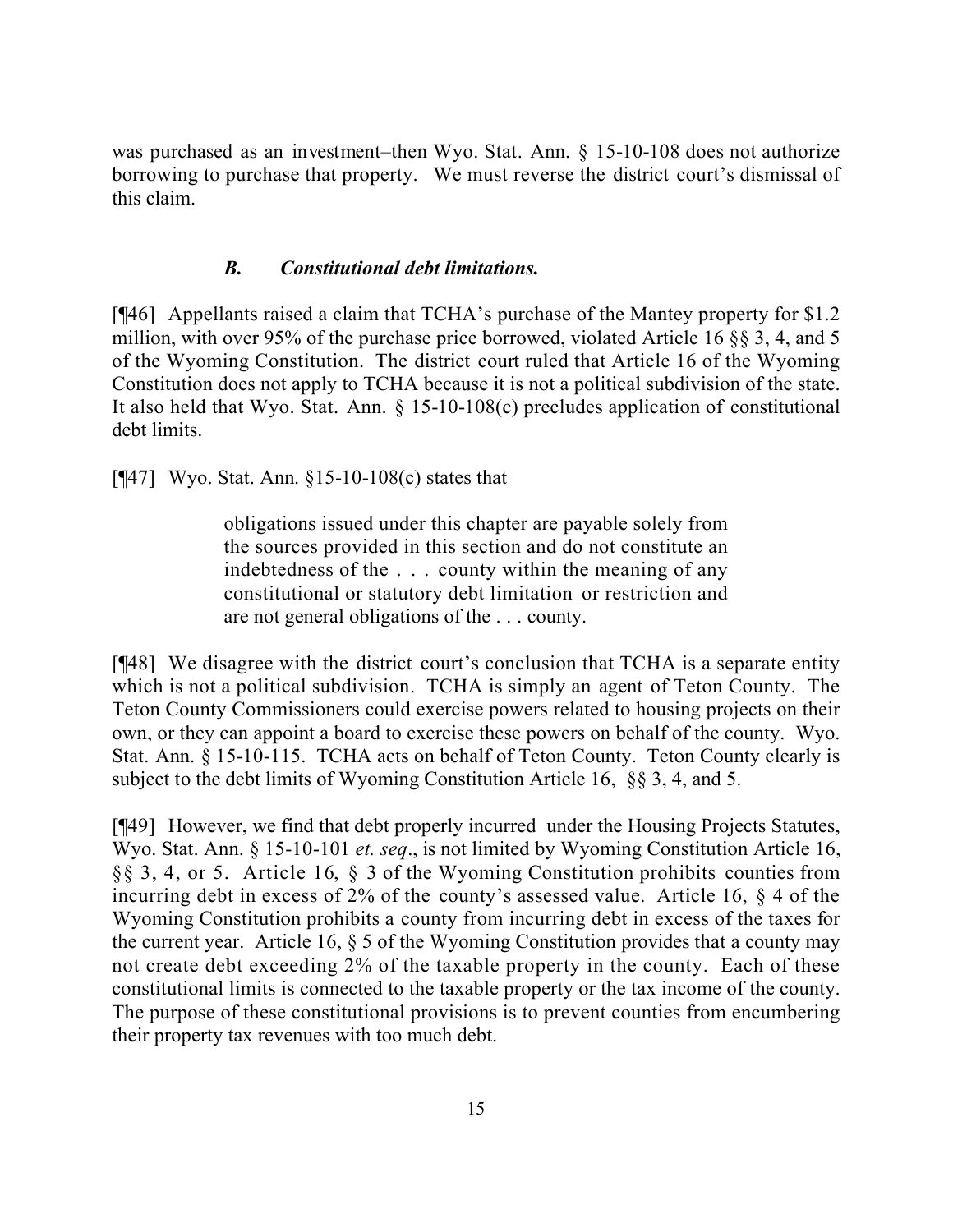was purchased as an investment–then Wyo. Stat. Ann. § 15-10-108 does not authorize borrowing to purchase that property. We must reverse the district court's dismissal of this claim.

### *B. Constitutional debt limitations.*

[¶46] Appellants raised a claim that TCHA's purchase of the Mantey property for $1.2 million, with over 95% of the purchase price borrowed, violated Article 16 §§ 3, 4, and 5 of the Wyoming Constitution. The district court ruled that Article 16 of the Wyoming Constitution does not apply to TCHA because it is not a political subdivision of the state. It also held that Wyo. Stat. Ann. § 15-10-108(c) precludes application of constitutional debt limits.

[¶47] Wyo. Stat. Ann. §15-10-108(c) states that

> obligations issued under this chapter are payable solely from the sources provided in this section and do not constitute an indebtedness of the . . . county within the meaning of any constitutional or statutory debt limitation or restriction and are not general obligations of the . . . county.

[¶48] We disagree with the district court's conclusion that TCHA is a separate entity which is not a political subdivision. TCHA is simply an agent of Teton County. The Teton County Commissioners could exercise powers related to housing projects on their own, or they can appoint a board to exercise these powers on behalf of the county. Wyo. Stat. Ann. § 15-10-115. TCHA acts on behalf of Teton County. Teton County clearly is subject to the debt limits of Wyoming Constitution Article 16, §§ 3, 4, and 5.

[¶49] However, we find that debt properly incurred under the Housing Projects Statutes, Wyo. Stat. Ann. § 15-10-101 *et. seq*., is not limited by Wyoming Constitution Article 16, §§ 3, 4, or 5. Article 16, § 3 of the Wyoming Constitution prohibits counties from incurring debt in excess of 2% of the county's assessed value. Article 16, § 4 of the Wyoming Constitution prohibits a county from incurring debt in excess of the taxes for the current year. Article 16, § 5 of the Wyoming Constitution provides that a county may not create debt exceeding 2% of the taxable property in the county. Each of these constitutional limits is connected to the taxable property or the tax income of the county. The purpose of these constitutional provisions is to prevent counties from encumbering their property tax revenues with too much debt.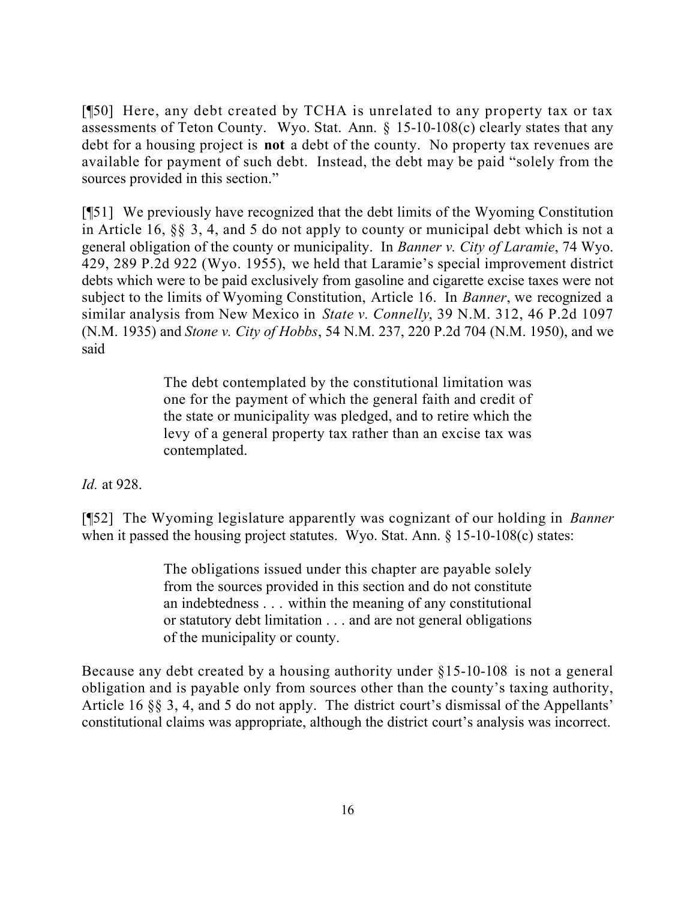[¶50] Here, any debt created by TCHA is unrelated to any property tax or tax assessments of Teton County. Wyo. Stat. Ann. § 15-10-108(c) clearly states that any debt for a housing project is **not** a debt of the county. No property tax revenues are available for payment of such debt. Instead, the debt may be paid "solely from the sources provided in this section."

[¶51] We previously have recognized that the debt limits of the Wyoming Constitution in Article 16, §§ 3, 4, and 5 do not apply to county or municipal debt which is not a general obligation of the county or municipality. In *Banner v. City of Laramie*, 74 Wyo. 429, 289 P.2d 922 (Wyo. 1955), we held that Laramie's special improvement district debts which were to be paid exclusively from gasoline and cigarette excise taxes were not subject to the limits of Wyoming Constitution, Article 16. In *Banner*, we recognized a similar analysis from New Mexico in *State v. Connelly*, 39 N.M. 312, 46 P.2d 1097 (N.M. 1935) and *Stone v. City of Hobbs*, 54 N.M. 237, 220 P.2d 704 (N.M. 1950), and we said

> The debt contemplated by the constitutional limitation was one for the payment of which the general faith and credit of the state or municipality was pledged, and to retire which the levy of a general property tax rather than an excise tax was contemplated.

*Id.* at 928.

[¶52] The Wyoming legislature apparently was cognizant of our holding in *Banner* when it passed the housing project statutes. Wyo. Stat. Ann. § 15-10-108(c) states:

> The obligations issued under this chapter are payable solely from the sources provided in this section and do not constitute an indebtedness . . . within the meaning of any constitutional or statutory debt limitation . . . and are not general obligations of the municipality or county.

Because any debt created by a housing authority under §15-10-108 is not a general obligation and is payable only from sources other than the county's taxing authority, Article 16 §§ 3, 4, and 5 do not apply. The district court's dismissal of the Appellants' constitutional claims was appropriate, although the district court's analysis was incorrect.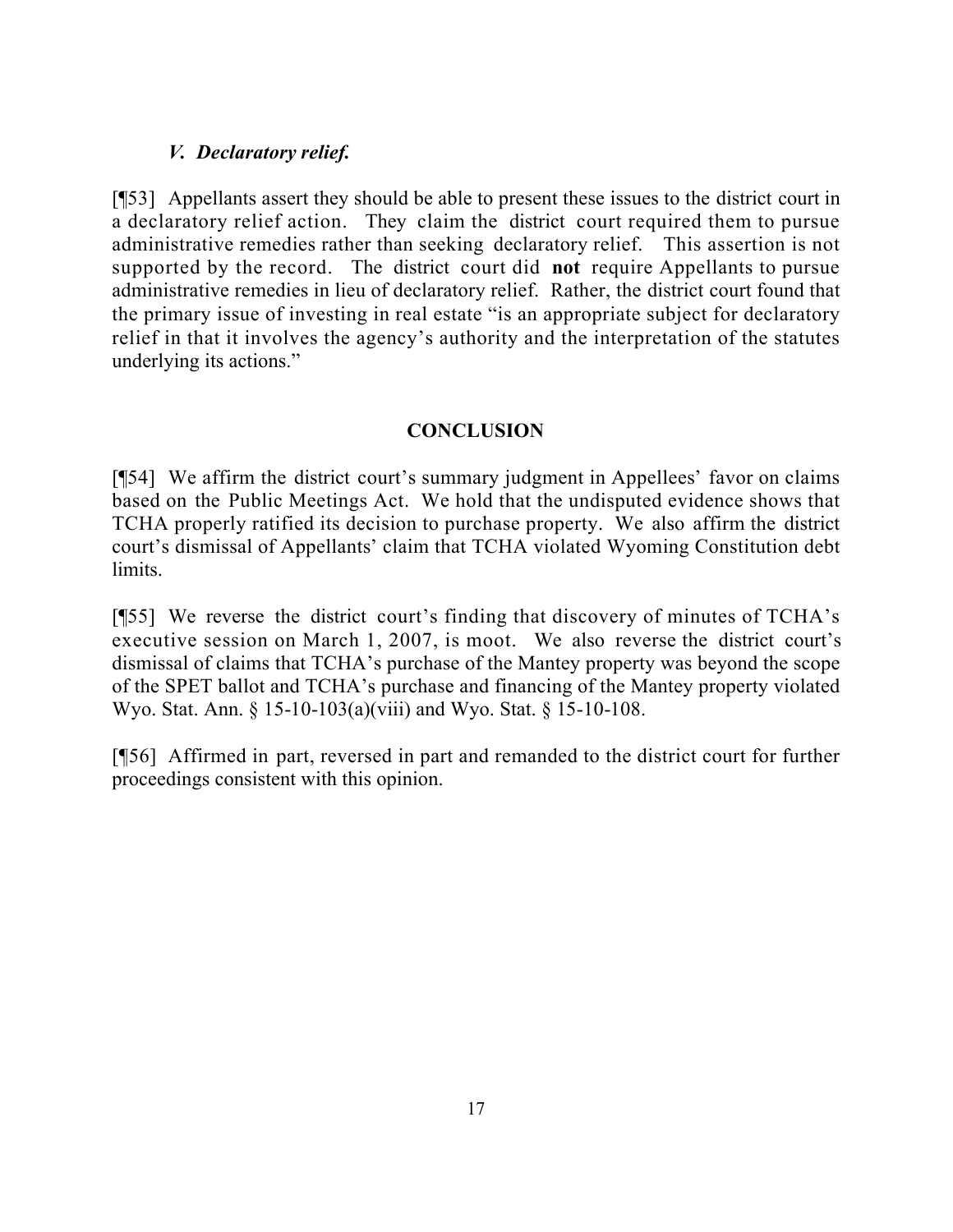### *V. Declaratory relief.*

[¶53] Appellants assert they should be able to present these issues to the district court in a declaratory relief action. They claim the district court required them to pursue administrative remedies rather than seeking declaratory relief. This assertion is not supported by the record. The district court did **not** require Appellants to pursue administrative remedies in lieu of declaratory relief. Rather, the district court found that the primary issue of investing in real estate "is an appropriate subject for declaratory relief in that it involves the agency's authority and the interpretation of the statutes underlying its actions."

## CONCLUSION

[¶54] We affirm the district court's summary judgment in Appellees' favor on claims based on the Public Meetings Act. We hold that the undisputed evidence shows that TCHA properly ratified its decision to purchase property. We also affirm the district court's dismissal of Appellants' claim that TCHA violated Wyoming Constitution debt limits.

[¶55] We reverse the district court's finding that discovery of minutes of TCHA's executive session on March 1, 2007, is moot. We also reverse the district court's dismissal of claims that TCHA's purchase of the Mantey property was beyond the scope of the SPET ballot and TCHA's purchase and financing of the Mantey property violated Wyo. Stat. Ann. § 15-10-103(a)(viii) and Wyo. Stat. § 15-10-108.

[¶56] Affirmed in part, reversed in part and remanded to the district court for further proceedings consistent with this opinion.